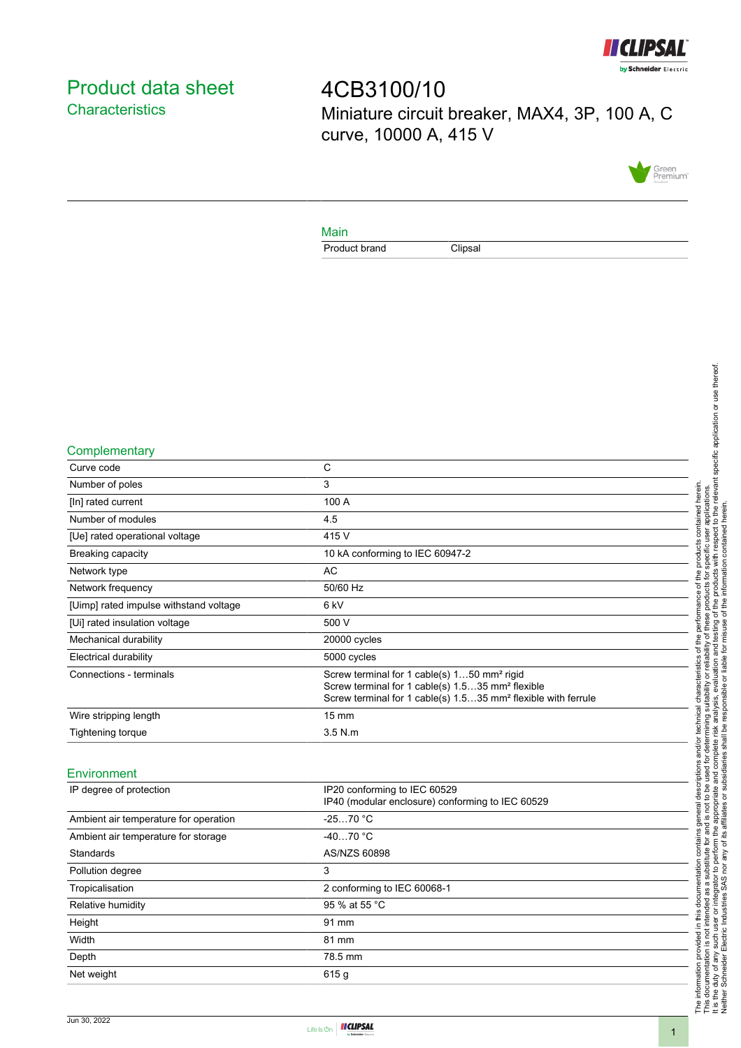# Product data sheet
## Characteristics

# 4CB3100/10

Miniature circuit breaker, MAX4, 3P, 100 A, C curve, 10000 A, 415 V

### Main

| | |
|---|---|
| Product brand | Clipsal |

### Complementary

| | |
|---|---|
| Curve code | C |
| Number of poles | 3 |
| [In] rated current | 100 A |
| Number of modules | 4.5 |
| [Ue] rated operational voltage | 415 V |
| Breaking capacity | 10 kA conforming to IEC 60947-2 |
| Network type | AC |
| Network frequency | 50/60 Hz |
| [Uimp] rated impulse withstand voltage | 6 kV |
| [Ui] rated insulation voltage | 500 V |
| Mechanical durability | 20000 cycles |
| Electrical durability | 5000 cycles |
| Connections - terminals | Screw terminal for 1 cable(s) 1…50 mm² rigid<br>Screw terminal for 1 cable(s) 1.5…35 mm² flexible<br>Screw terminal for 1 cable(s) 1.5…35 mm² flexible with ferrule |
| Wire stripping length | 15 mm |
| Tightening torque | 3.5 N.m |

### Environment

| | |
|---|---|
| IP degree of protection | IP20 conforming to IEC 60529<br>IP40 (modular enclosure) conforming to IEC 60529 |
| Ambient air temperature for operation | -25…70 °C |
| Ambient air temperature for storage | -40…70 °C |
| Standards | AS/NZS 60898 |
| Pollution degree | 3 |
| Tropicalisation | 2 conforming to IEC 60068-1 |
| Relative humidity | 95 % at 55 °C |
| Height | 91 mm |
| Width | 81 mm |
| Depth | 78.5 mm |
| Net weight | 615 g |

The information provided in this documentation contains general descriptions and/or technical characteristics of the performance of the products contained herein. This documentation is not intended as a substitute for and is not to be used for determining suitability or reliability of these products for specific user applications. It is the duty of any such user or integrator to perform the appropriate and complete risk analysis, evaluation and testing of the products with respect to the relevant specific application or use thereof. Neither Schneider Electric Industries SAS nor any of its affiliates or subsidiaries shall be responsible or liable for misuse of the information contained herein.

Jun 30, 2022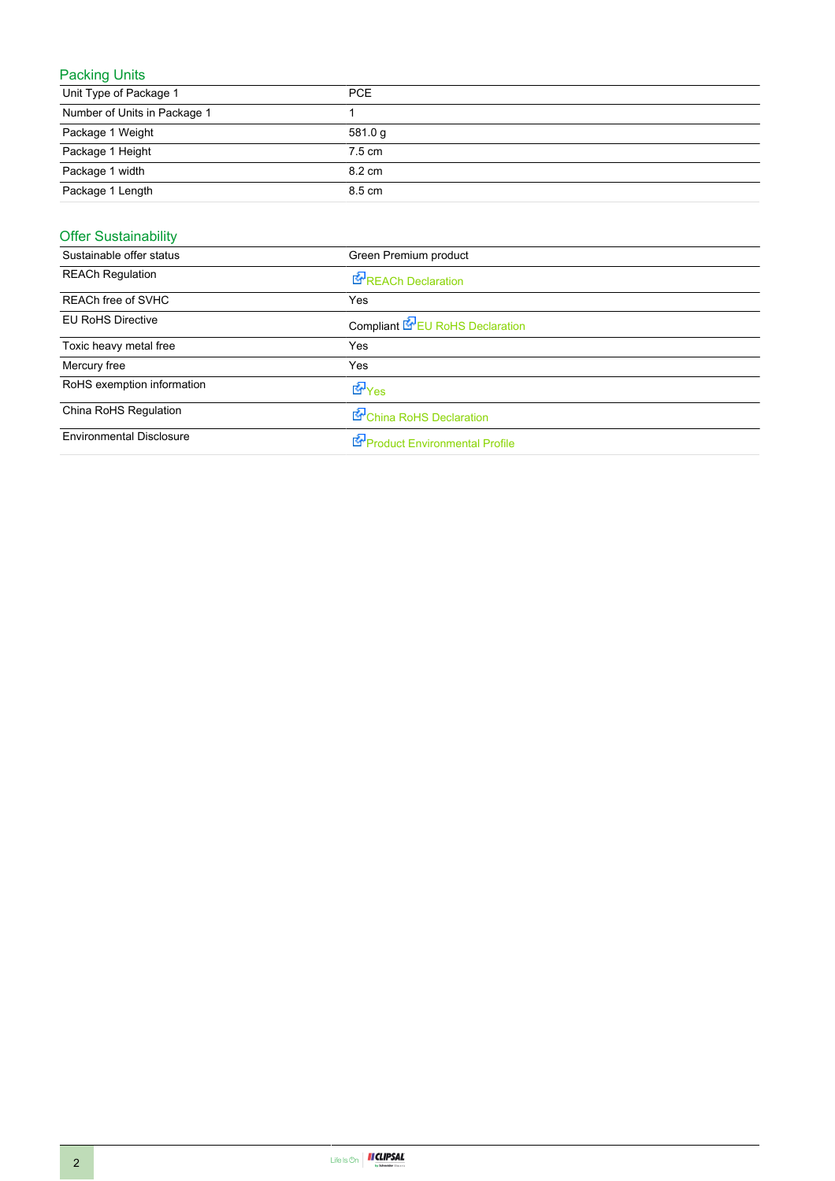## Packing Units

| | |
|---|---|
| Unit Type of Package 1 | PCE |
| Number of Units in Package 1 | 1 |
| Package 1 Weight | 581.0 g |
| Package 1 Height | 7.5 cm |
| Package 1 width | 8.2 cm |
| Package 1 Length | 8.5 cm |

## Offer Sustainability

| | |
|---|---|
| Sustainable offer status | Green Premium product |
| REACh Regulation | REACh Declaration |
| REACh free of SVHC | Yes |
| EU RoHS Directive | Compliant EU RoHS Declaration |
| Toxic heavy metal free | Yes |
| Mercury free | Yes |
| RoHS exemption information | Yes |
| China RoHS Regulation | China RoHS Declaration |
| Environmental Disclosure | Product Environmental Profile |